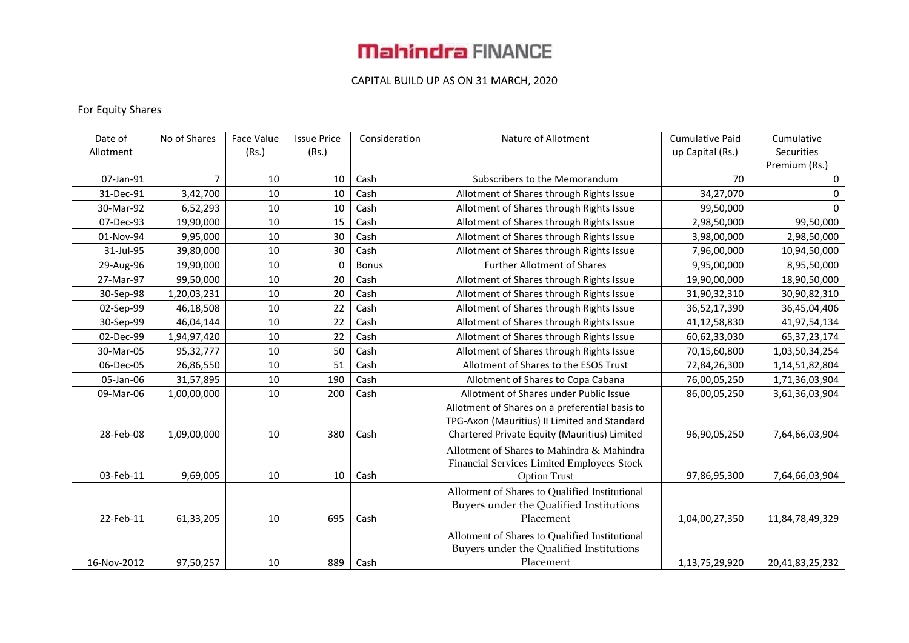# Mahindra FINANCE

CAPITAL BUILD UP AS ON 31 MARCH, 2020

For Equity Shares

| Date of Allotment | No of Shares | Face Value (Rs.) | Issue Price (Rs.) | Consideration | Nature of Allotment | Cumulative Paid up Capital (Rs.) | Cumulative Securities Premium (Rs.) |
|---|---|---|---|---|---|---|---|
| 07-Jan-91 | 7 | 10 | 10 | Cash | Subscribers to the Memorandum | 70 | 0 |
| 31-Dec-91 | 3,42,700 | 10 | 10 | Cash | Allotment of Shares through Rights Issue | 34,27,070 | 0 |
| 30-Mar-92 | 6,52,293 | 10 | 10 | Cash | Allotment of Shares through Rights Issue | 99,50,000 | 0 |
| 07-Dec-93 | 19,90,000 | 10 | 15 | Cash | Allotment of Shares through Rights Issue | 2,98,50,000 | 99,50,000 |
| 01-Nov-94 | 9,95,000 | 10 | 30 | Cash | Allotment of Shares through Rights Issue | 3,98,00,000 | 2,98,50,000 |
| 31-Jul-95 | 39,80,000 | 10 | 30 | Cash | Allotment of Shares through Rights Issue | 7,96,00,000 | 10,94,50,000 |
| 29-Aug-96 | 19,90,000 | 10 | 0 | Bonus | Further Allotment of Shares | 9,95,00,000 | 8,95,50,000 |
| 27-Mar-97 | 99,50,000 | 10 | 20 | Cash | Allotment of Shares through Rights Issue | 19,90,00,000 | 18,90,50,000 |
| 30-Sep-98 | 1,20,03,231 | 10 | 20 | Cash | Allotment of Shares through Rights Issue | 31,90,32,310 | 30,90,82,310 |
| 02-Sep-99 | 46,18,508 | 10 | 22 | Cash | Allotment of Shares through Rights Issue | 36,52,17,390 | 36,45,04,406 |
| 30-Sep-99 | 46,04,144 | 10 | 22 | Cash | Allotment of Shares through Rights Issue | 41,12,58,830 | 41,97,54,134 |
| 02-Dec-99 | 1,94,97,420 | 10 | 22 | Cash | Allotment of Shares through Rights Issue | 60,62,33,030 | 65,37,23,174 |
| 30-Mar-05 | 95,32,777 | 10 | 50 | Cash | Allotment of Shares through Rights Issue | 70,15,60,800 | 1,03,50,34,254 |
| 06-Dec-05 | 26,86,550 | 10 | 51 | Cash | Allotment of Shares to the ESOS Trust | 72,84,26,300 | 1,14,51,82,804 |
| 05-Jan-06 | 31,57,895 | 10 | 190 | Cash | Allotment of Shares to Copa Cabana | 76,00,05,250 | 1,71,36,03,904 |
| 09-Mar-06 | 1,00,00,000 | 10 | 200 | Cash | Allotment of Shares under Public Issue | 86,00,05,250 | 3,61,36,03,904 |
| 28-Feb-08 | 1,09,00,000 | 10 | 380 | Cash | Allotment of Shares on a preferential basis to TPG-Axon (Mauritius) II Limited and Standard Chartered Private Equity (Mauritius) Limited | 96,90,05,250 | 7,64,66,03,904 |
| 03-Feb-11 | 9,69,005 | 10 | 10 | Cash | Allotment of Shares to Mahindra & Mahindra Financial Services Limited Employees Stock Option Trust | 97,86,95,300 | 7,64,66,03,904 |
| 22-Feb-11 | 61,33,205 | 10 | 695 | Cash | Allotment of Shares to Qualified Institutional Buyers under the Qualified Institutions Placement | 1,04,00,27,350 | 11,84,78,49,329 |
| 16-Nov-2012 | 97,50,257 | 10 | 889 | Cash | Allotment of Shares to Qualified Institutional Buyers under the Qualified Institutions Placement | 1,13,75,29,920 | 20,41,83,25,232 |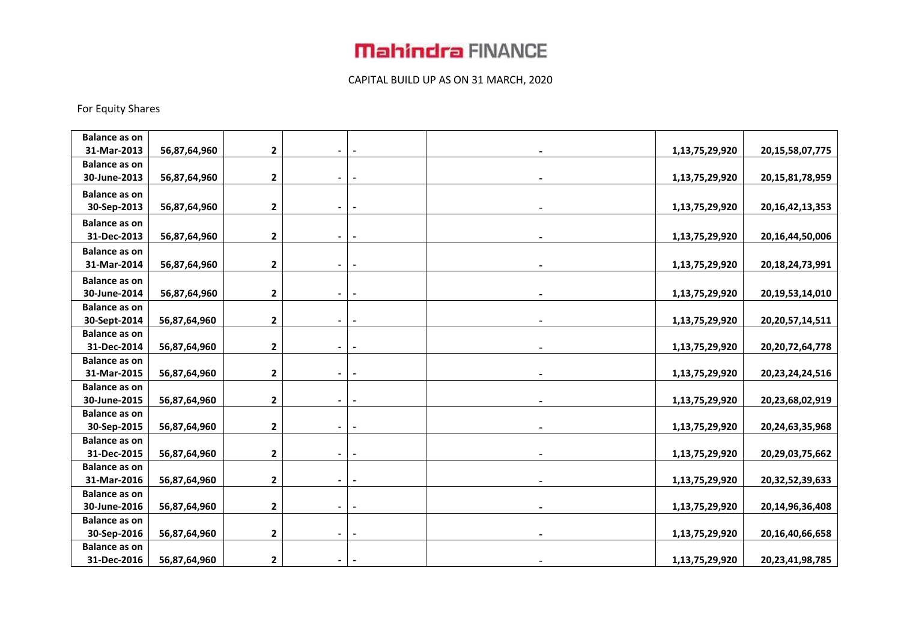# Mahindra FINANCE

CAPITAL BUILD UP AS ON 31 MARCH, 2020

For Equity Shares

| | | | | | | | |
|---|---|---|---|---|---|---|---|
| **Balance as on 31-Mar-2013** | **56,87,64,960** | **2** | **-** | **-** | **-** | **1,13,75,29,920** | **20,15,58,07,775** |
| **Balance as on 30-June-2013** | **56,87,64,960** | **2** | **-** | **-** | **-** | **1,13,75,29,920** | **20,15,81,78,959** |
| **Balance as on 30-Sep-2013** | **56,87,64,960** | **2** | **-** | **-** | **-** | **1,13,75,29,920** | **20,16,42,13,353** |
| **Balance as on 31-Dec-2013** | **56,87,64,960** | **2** | **-** | **-** | **-** | **1,13,75,29,920** | **20,16,44,50,006** |
| **Balance as on 31-Mar-2014** | **56,87,64,960** | **2** | **-** | **-** | **-** | **1,13,75,29,920** | **20,18,24,73,991** |
| **Balance as on 30-June-2014** | **56,87,64,960** | **2** | **-** | **-** | **-** | **1,13,75,29,920** | **20,19,53,14,010** |
| **Balance as on 30-Sept-2014** | **56,87,64,960** | **2** | **-** | **-** | **-** | **1,13,75,29,920** | **20,20,57,14,511** |
| **Balance as on 31-Dec-2014** | **56,87,64,960** | **2** | **-** | **-** | **-** | **1,13,75,29,920** | **20,20,72,64,778** |
| **Balance as on 31-Mar-2015** | **56,87,64,960** | **2** | **-** | **-** | **-** | **1,13,75,29,920** | **20,23,24,24,516** |
| **Balance as on 30-June-2015** | **56,87,64,960** | **2** | **-** | **-** | **-** | **1,13,75,29,920** | **20,23,68,02,919** |
| **Balance as on 30-Sep-2015** | **56,87,64,960** | **2** | **-** | **-** | **-** | **1,13,75,29,920** | **20,24,63,35,968** |
| **Balance as on 31-Dec-2015** | **56,87,64,960** | **2** | **-** | **-** | **-** | **1,13,75,29,920** | **20,29,03,75,662** |
| **Balance as on 31-Mar-2016** | **56,87,64,960** | **2** | **-** | **-** | **-** | **1,13,75,29,920** | **20,32,52,39,633** |
| **Balance as on 30-June-2016** | **56,87,64,960** | **2** | **-** | **-** | **-** | **1,13,75,29,920** | **20,14,96,36,408** |
| **Balance as on 30-Sep-2016** | **56,87,64,960** | **2** | **-** | **-** | **-** | **1,13,75,29,920** | **20,16,40,66,658** |
| **Balance as on 31-Dec-2016** | **56,87,64,960** | **2** | **-** | **-** | **-** | **1,13,75,29,920** | **20,23,41,98,785** |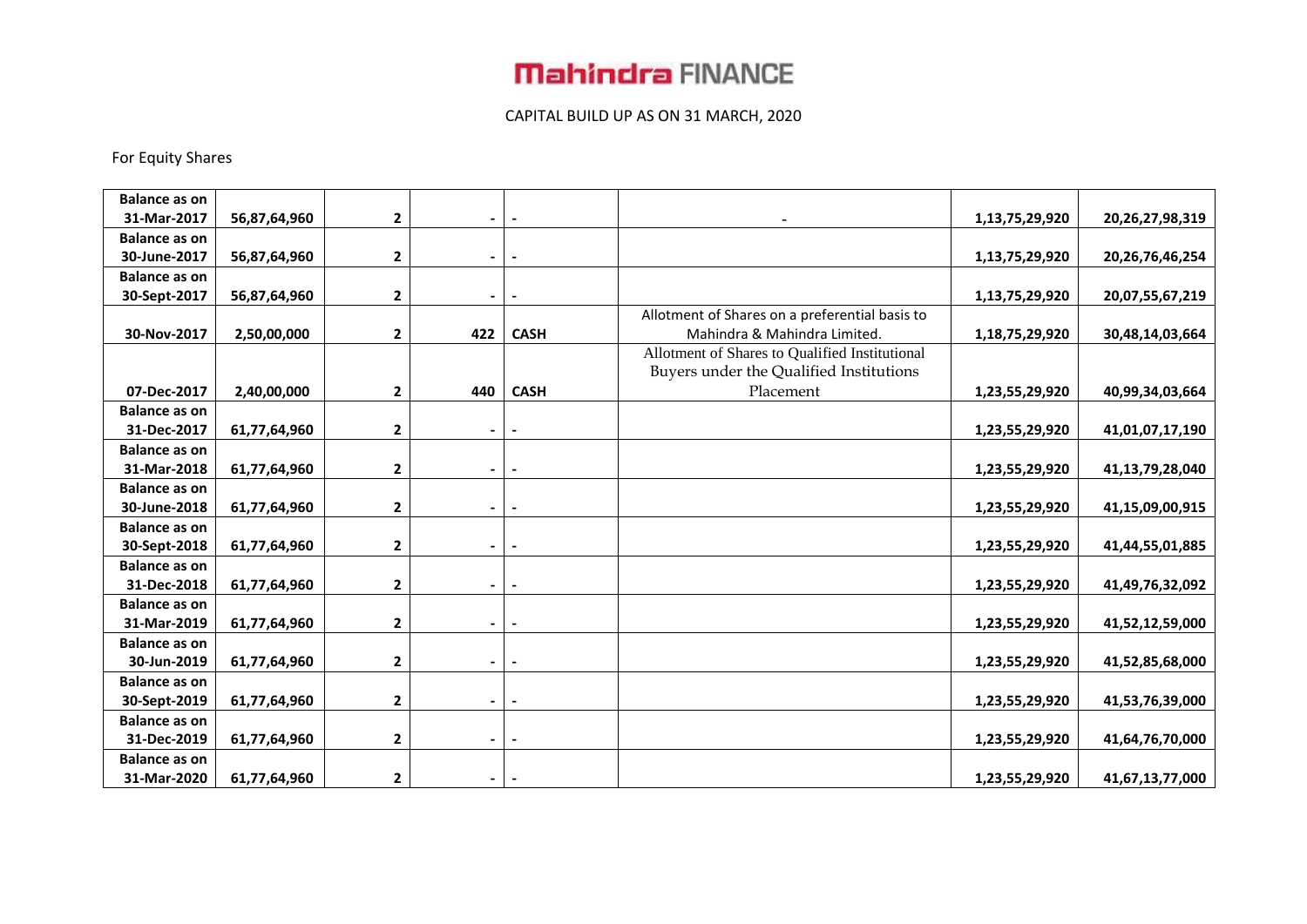# Mahindra FINANCE

CAPITAL BUILD UP AS ON 31 MARCH, 2020

For Equity Shares

| | | | | | | | |
|---|---|---|---|---|---|---|---|
| **Balance as on 31-Mar-2017** | **56,87,64,960** | **2** | **-** | **-** | **-** | **1,13,75,29,920** | **20,26,27,98,319** |
| **Balance as on 30-June-2017** | **56,87,64,960** | **2** | **-** | **-** | | **1,13,75,29,920** | **20,26,76,46,254** |
| **Balance as on 30-Sept-2017** | **56,87,64,960** | **2** | **-** | **-** | | **1,13,75,29,920** | **20,07,55,67,219** |
| **30-Nov-2017** | **2,50,00,000** | **2** | **422** | **CASH** | Allotment of Shares on a preferential basis to Mahindra & Mahindra Limited. | **1,18,75,29,920** | **30,48,14,03,664** |
| **07-Dec-2017** | **2,40,00,000** | **2** | **440** | **CASH** | Allotment of Shares to Qualified Institutional Buyers under the Qualified Institutions Placement | **1,23,55,29,920** | **40,99,34,03,664** |
| **Balance as on 31-Dec-2017** | **61,77,64,960** | **2** | **-** | **-** | | **1,23,55,29,920** | **41,01,07,17,190** |
| **Balance as on 31-Mar-2018** | **61,77,64,960** | **2** | **-** | **-** | | **1,23,55,29,920** | **41,13,79,28,040** |
| **Balance as on 30-June-2018** | **61,77,64,960** | **2** | **-** | **-** | | **1,23,55,29,920** | **41,15,09,00,915** |
| **Balance as on 30-Sept-2018** | **61,77,64,960** | **2** | **-** | **-** | | **1,23,55,29,920** | **41,44,55,01,885** |
| **Balance as on 31-Dec-2018** | **61,77,64,960** | **2** | **-** | **-** | | **1,23,55,29,920** | **41,49,76,32,092** |
| **Balance as on 31-Mar-2019** | **61,77,64,960** | **2** | **-** | **-** | | **1,23,55,29,920** | **41,52,12,59,000** |
| **Balance as on 30-Jun-2019** | **61,77,64,960** | **2** | **-** | **-** | | **1,23,55,29,920** | **41,52,85,68,000** |
| **Balance as on 30-Sept-2019** | **61,77,64,960** | **2** | **-** | **-** | | **1,23,55,29,920** | **41,53,76,39,000** |
| **Balance as on 31-Dec-2019** | **61,77,64,960** | **2** | **-** | **-** | | **1,23,55,29,920** | **41,64,76,70,000** |
| **Balance as on 31-Mar-2020** | **61,77,64,960** | **2** | **-** | **-** | | **1,23,55,29,920** | **41,67,13,77,000** |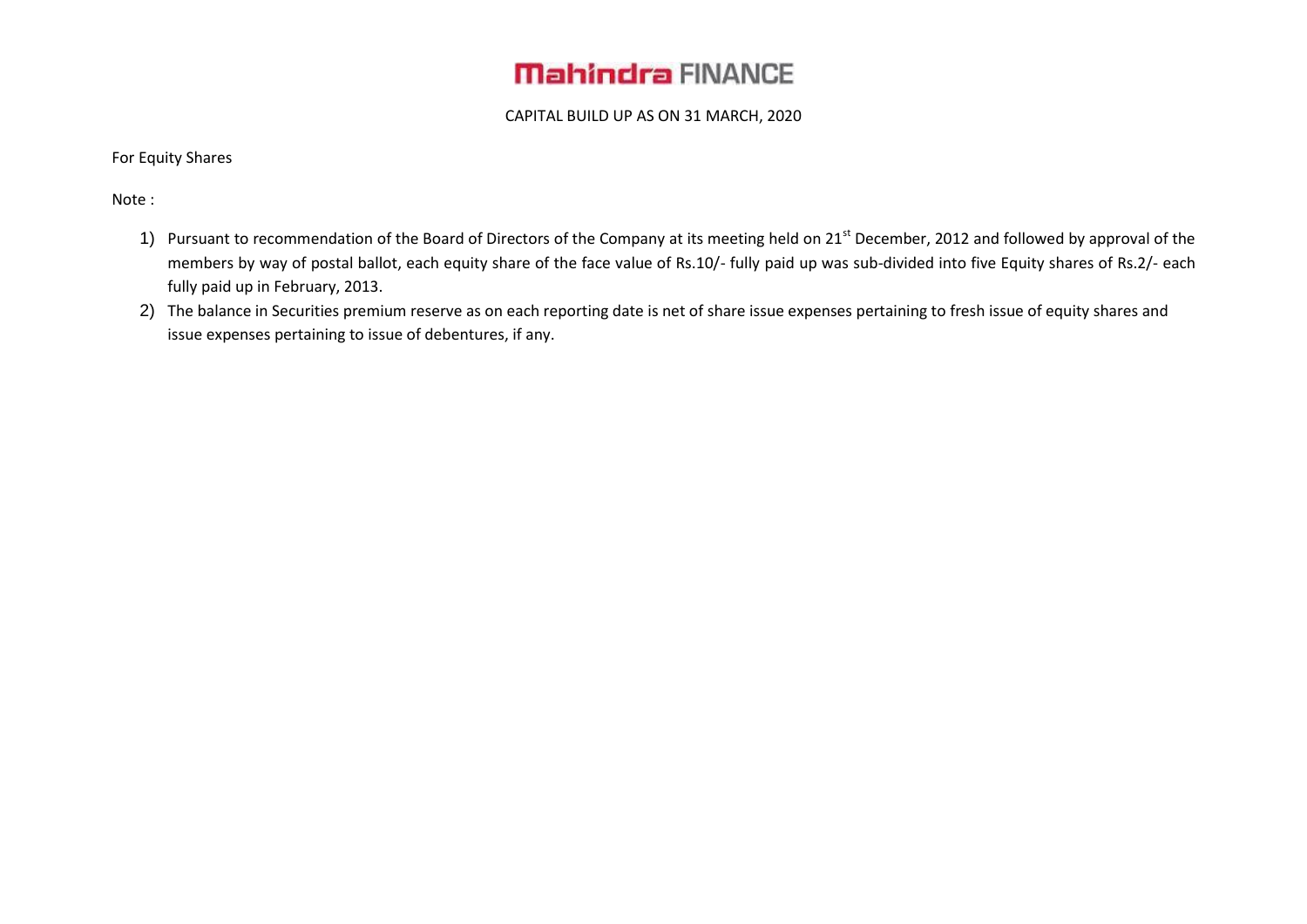# Mahindra FINANCE

CAPITAL BUILD UP AS ON 31 MARCH, 2020

For Equity Shares

Note :

1) Pursuant to recommendation of the Board of Directors of the Company at its meeting held on 21st December, 2012 and followed by approval of the members by way of postal ballot, each equity share of the face value of Rs.10/- fully paid up was sub-divided into five Equity shares of Rs.2/- each fully paid up in February, 2013.
2) The balance in Securities premium reserve as on each reporting date is net of share issue expenses pertaining to fresh issue of equity shares and issue expenses pertaining to issue of debentures, if any.